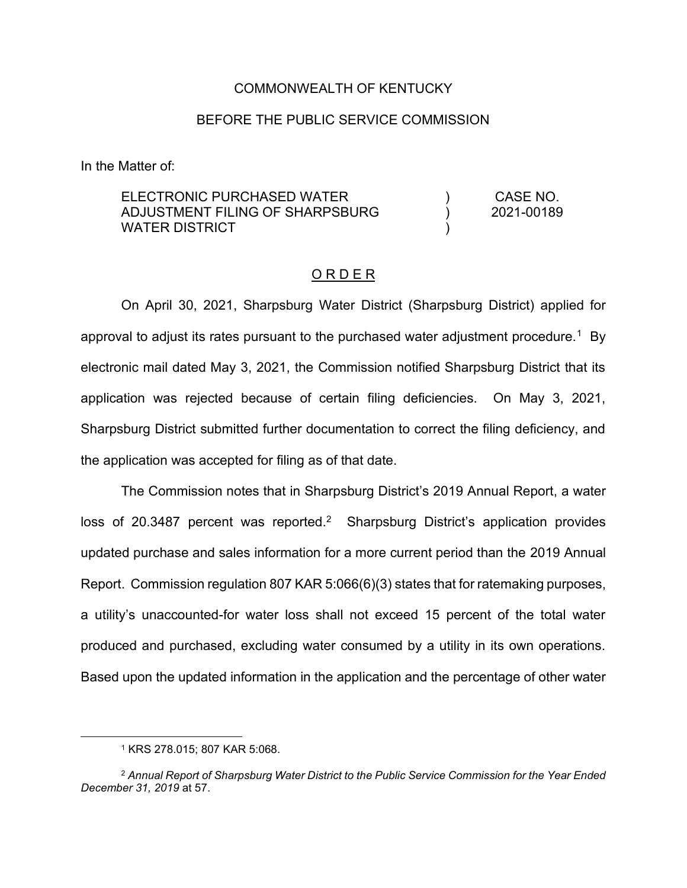COMMONWEALTH OF KENTUCKY

BEFORE THE PUBLIC SERVICE COMMISSION

In the Matter of:

| | | |
|---|---|---|
| ELECTRONIC PURCHASED WATER ADJUSTMENT FILING OF SHARPSBURG WATER DISTRICT | ) ) ) | CASE NO. 2021-00189 |

## ORDER

On April 30, 2021, Sharpsburg Water District (Sharpsburg District) applied for approval to adjust its rates pursuant to the purchased water adjustment procedure.[1] By electronic mail dated May 3, 2021, the Commission notified Sharpsburg District that its application was rejected because of certain filing deficiencies. On May 3, 2021, Sharpsburg District submitted further documentation to correct the filing deficiency, and the application was accepted for filing as of that date.

The Commission notes that in Sharpsburg District's 2019 Annual Report, a water loss of 20.3487 percent was reported.[2] Sharpsburg District's application provides updated purchase and sales information for a more current period than the 2019 Annual Report. Commission regulation 807 KAR 5:066(6)(3) states that for ratemaking purposes, a utility's unaccounted-for water loss shall not exceed 15 percent of the total water produced and purchased, excluding water consumed by a utility in its own operations. Based upon the updated information in the application and the percentage of other water

---

[1] KRS 278.015; 807 KAR 5:068.

[2] *Annual Report of Sharpsburg Water District to the Public Service Commission for the Year Ended December 31, 2019* at 57.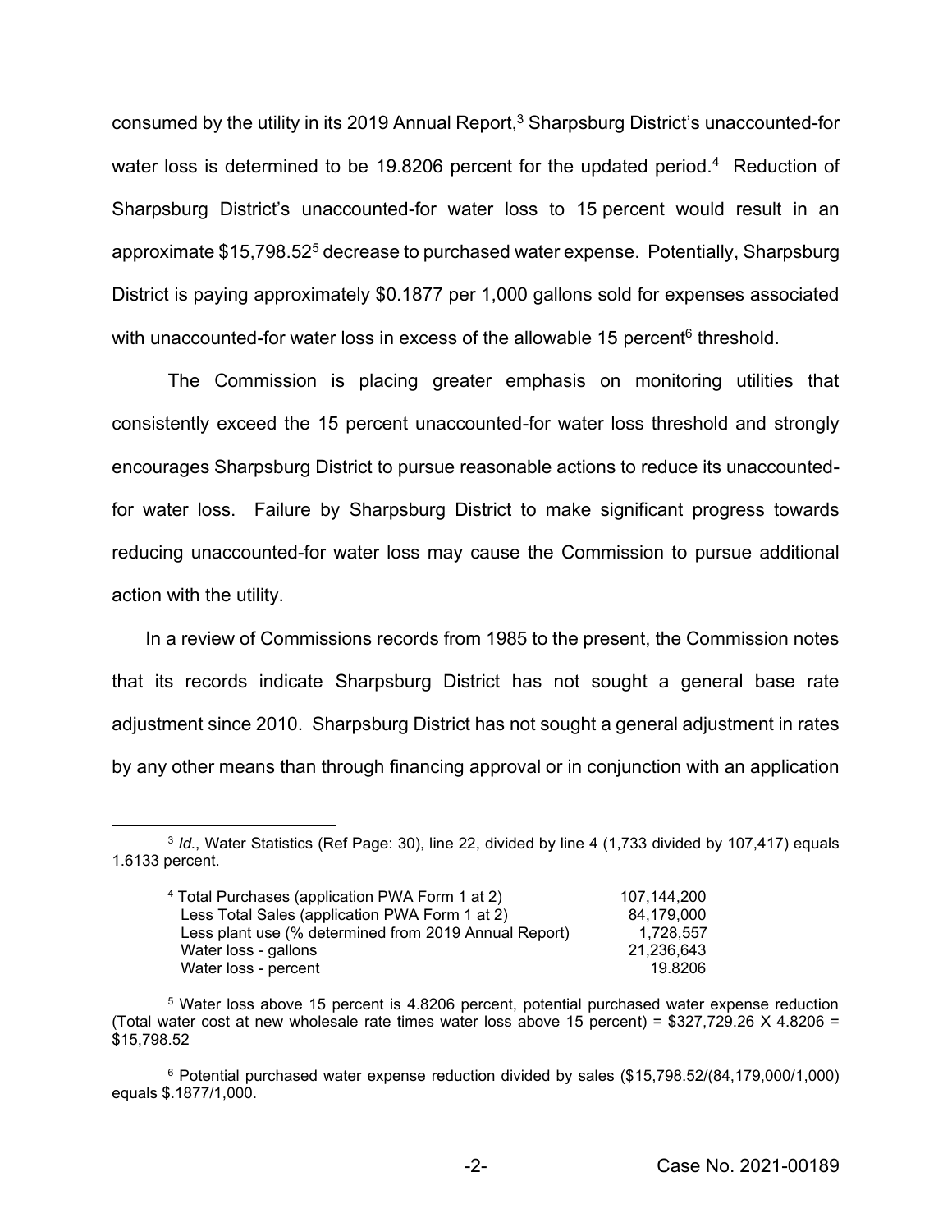consumed by the utility in its 2019 Annual Report,[3] Sharpsburg District's unaccounted-for water loss is determined to be 19.8206 percent for the updated period.[4] Reduction of Sharpsburg District's unaccounted-for water loss to 15 percent would result in an approximate $15,798.52[5] decrease to purchased water expense. Potentially, Sharpsburg District is paying approximately $0.1877 per 1,000 gallons sold for expenses associated with unaccounted-for water loss in excess of the allowable 15 percent[6] threshold.

The Commission is placing greater emphasis on monitoring utilities that consistently exceed the 15 percent unaccounted-for water loss threshold and strongly encourages Sharpsburg District to pursue reasonable actions to reduce its unaccounted-for water loss. Failure by Sharpsburg District to make significant progress towards reducing unaccounted-for water loss may cause the Commission to pursue additional action with the utility.

In a review of Commissions records from 1985 to the present, the Commission notes that its records indicate Sharpsburg District has not sought a general base rate adjustment since 2010. Sharpsburg District has not sought a general adjustment in rates by any other means than through financing approval or in conjunction with an application

---

[3] *Id.*, Water Statistics (Ref Page: 30), line 22, divided by line 4 (1,733 divided by 107,417) equals 1.6133 percent.

[4]

| | |
|---|---|
| Total Purchases (application PWA Form 1 at 2) | 107,144,200 |
| Less Total Sales (application PWA Form 1 at 2) | 84,179,000 |
| Less plant use (% determined from 2019 Annual Report) | 1,728,557 |
| Water loss - gallons | 21,236,643 |
| Water loss - percent | 19.8206 |

[5] Water loss above 15 percent is 4.8206 percent, potential purchased water expense reduction (Total water cost at new wholesale rate times water loss above 15 percent) = $327,729.26 X 4.8206 = $15,798.52

[6] Potential purchased water expense reduction divided by sales ($15,798.52/(84,179,000/1,000) equals $.1877/1,000.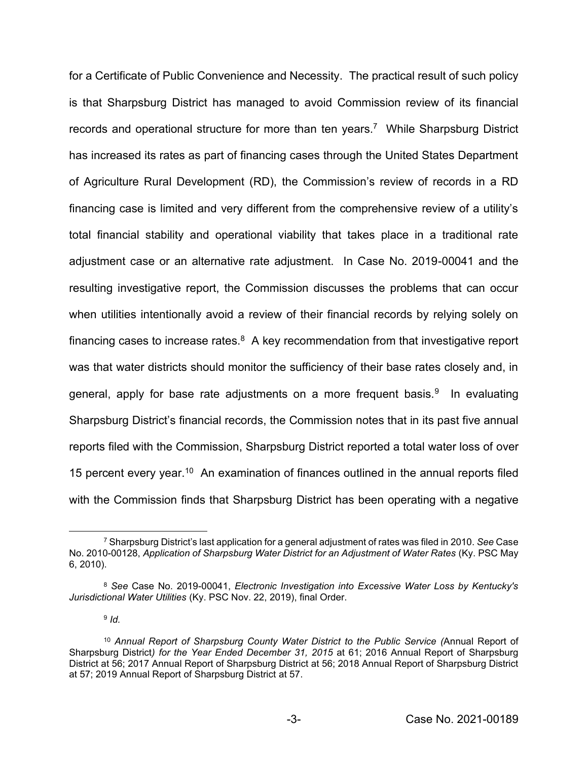for a Certificate of Public Convenience and Necessity. The practical result of such policy is that Sharpsburg District has managed to avoid Commission review of its financial records and operational structure for more than ten years.[7] While Sharpsburg District has increased its rates as part of financing cases through the United States Department of Agriculture Rural Development (RD), the Commission's review of records in a RD financing case is limited and very different from the comprehensive review of a utility's total financial stability and operational viability that takes place in a traditional rate adjustment case or an alternative rate adjustment. In Case No. 2019-00041 and the resulting investigative report, the Commission discusses the problems that can occur when utilities intentionally avoid a review of their financial records by relying solely on financing cases to increase rates.[8] A key recommendation from that investigative report was that water districts should monitor the sufficiency of their base rates closely and, in general, apply for base rate adjustments on a more frequent basis.[9] In evaluating Sharpsburg District's financial records, the Commission notes that in its past five annual reports filed with the Commission, Sharpsburg District reported a total water loss of over 15 percent every year.[10] An examination of finances outlined in the annual reports filed with the Commission finds that Sharpsburg District has been operating with a negative

---

[7] Sharpsburg District's last application for a general adjustment of rates was filed in 2010. *See* Case No. 2010-00128, *Application of Sharpsburg Water District for an Adjustment of Water Rates* (Ky. PSC May 6, 2010).

[8] *See* Case No. 2019-00041, *Electronic Investigation into Excessive Water Loss by Kentucky's Jurisdictional Water Utilities* (Ky. PSC Nov. 22, 2019), final Order.

[9] *Id.*

[10] *Annual Report of Sharpsburg County Water District to the Public Service (*Annual Report of Sharpsburg District*) for the Year Ended December 31, 2015* at 61; 2016 Annual Report of Sharpsburg District at 56; 2017 Annual Report of Sharpsburg District at 56; 2018 Annual Report of Sharpsburg District at 57; 2019 Annual Report of Sharpsburg District at 57.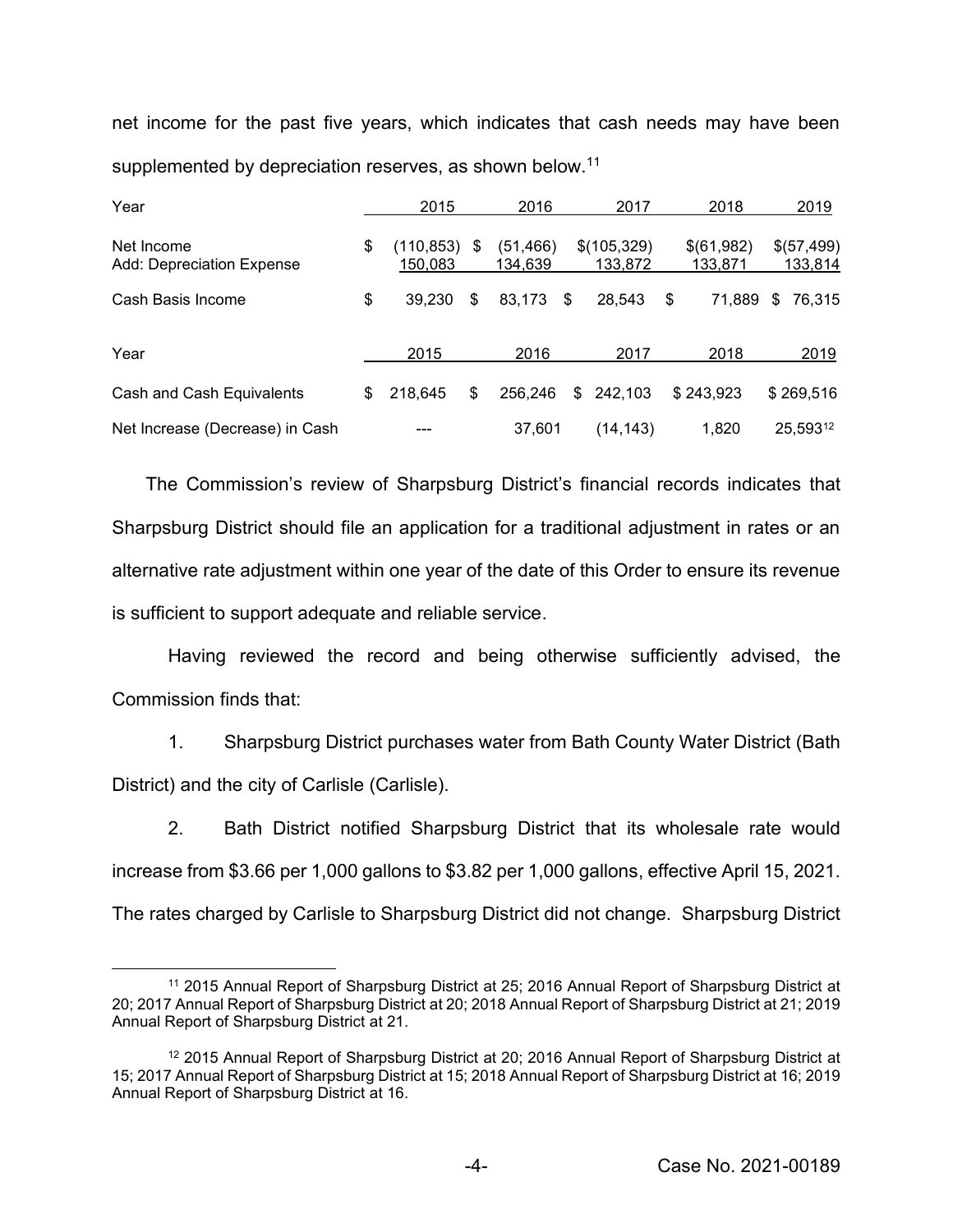net income for the past five years, which indicates that cash needs may have been supplemented by depreciation reserves, as shown below.[11]

| Year | 2015 | 2016 | 2017 | 2018 | 2019 |
|---|---|---|---|---|---|
| Net Income | $ (110,853) | $ (51,466) | $(105,329) | $(61,982) | $(57,499) |
| Add: Depreciation Expense | 150,083 | 134,639 | 133,872 | 133,871 | 133,814 |
| Cash Basis Income | $ 39,230 | $ 83,173 | $ 28,543 | $ 71,889 | $ 76,315 |

| Year | 2015 | 2016 | 2017 | 2018 | 2019 |
|---|---|---|---|---|---|
| Cash and Cash Equivalents | $ 218,645 | $ 256,246 | $ 242,103 | $ 243,923 | $ 269,516 |
| Net Increase (Decrease) in Cash | --- | 37,601 | (14,143) | 1,820 | 25,593[12] |

The Commission's review of Sharpsburg District's financial records indicates that Sharpsburg District should file an application for a traditional adjustment in rates or an alternative rate adjustment within one year of the date of this Order to ensure its revenue is sufficient to support adequate and reliable service.

Having reviewed the record and being otherwise sufficiently advised, the Commission finds that:

1. Sharpsburg District purchases water from Bath County Water District (Bath District) and the city of Carlisle (Carlisle).

2. Bath District notified Sharpsburg District that its wholesale rate would increase from $3.66 per 1,000 gallons to $3.82 per 1,000 gallons, effective April 15, 2021. The rates charged by Carlisle to Sharpsburg District did not change. Sharpsburg District

[11] 2015 Annual Report of Sharpsburg District at 25; 2016 Annual Report of Sharpsburg District at 20; 2017 Annual Report of Sharpsburg District at 20; 2018 Annual Report of Sharpsburg District at 21; 2019 Annual Report of Sharpsburg District at 21.

[12] 2015 Annual Report of Sharpsburg District at 20; 2016 Annual Report of Sharpsburg District at 15; 2017 Annual Report of Sharpsburg District at 15; 2018 Annual Report of Sharpsburg District at 16; 2019 Annual Report of Sharpsburg District at 16.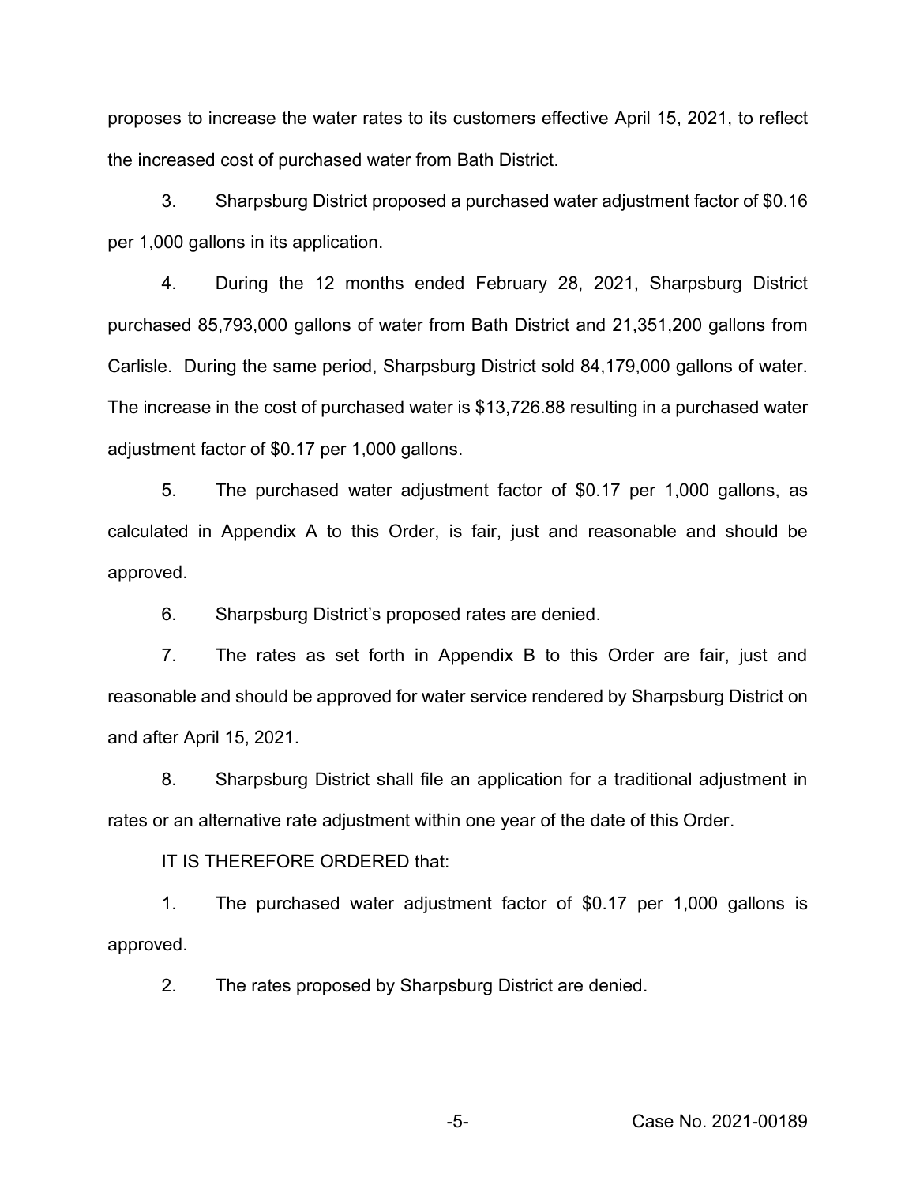proposes to increase the water rates to its customers effective April 15, 2021, to reflect the increased cost of purchased water from Bath District.

3. Sharpsburg District proposed a purchased water adjustment factor of $0.16 per 1,000 gallons in its application.

4. During the 12 months ended February 28, 2021, Sharpsburg District purchased 85,793,000 gallons of water from Bath District and 21,351,200 gallons from Carlisle. During the same period, Sharpsburg District sold 84,179,000 gallons of water. The increase in the cost of purchased water is $13,726.88 resulting in a purchased water adjustment factor of $0.17 per 1,000 gallons.

5. The purchased water adjustment factor of $0.17 per 1,000 gallons, as calculated in Appendix A to this Order, is fair, just and reasonable and should be approved.

6. Sharpsburg District's proposed rates are denied.

7. The rates as set forth in Appendix B to this Order are fair, just and reasonable and should be approved for water service rendered by Sharpsburg District on and after April 15, 2021.

8. Sharpsburg District shall file an application for a traditional adjustment in rates or an alternative rate adjustment within one year of the date of this Order.

IT IS THEREFORE ORDERED that:

1. The purchased water adjustment factor of $0.17 per 1,000 gallons is approved.

2. The rates proposed by Sharpsburg District are denied.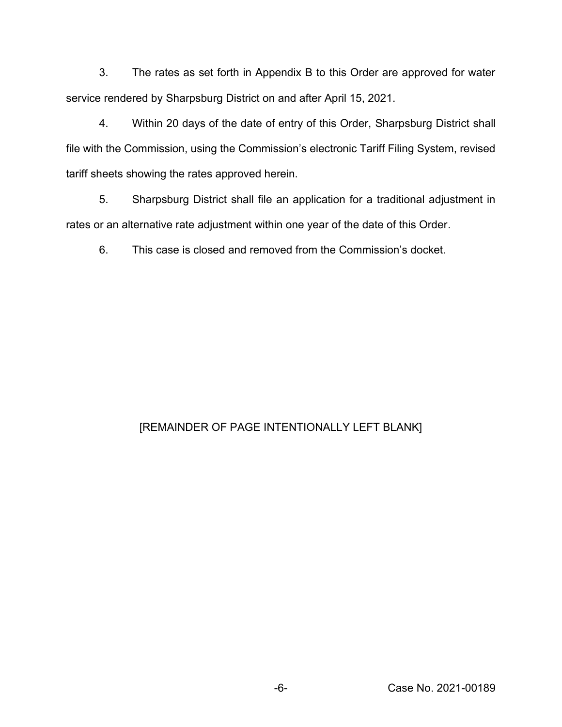3. The rates as set forth in Appendix B to this Order are approved for water service rendered by Sharpsburg District on and after April 15, 2021.

4. Within 20 days of the date of entry of this Order, Sharpsburg District shall file with the Commission, using the Commission's electronic Tariff Filing System, revised tariff sheets showing the rates approved herein.

5. Sharpsburg District shall file an application for a traditional adjustment in rates or an alternative rate adjustment within one year of the date of this Order.

6. This case is closed and removed from the Commission's docket.

[REMAINDER OF PAGE INTENTIONALLY LEFT BLANK]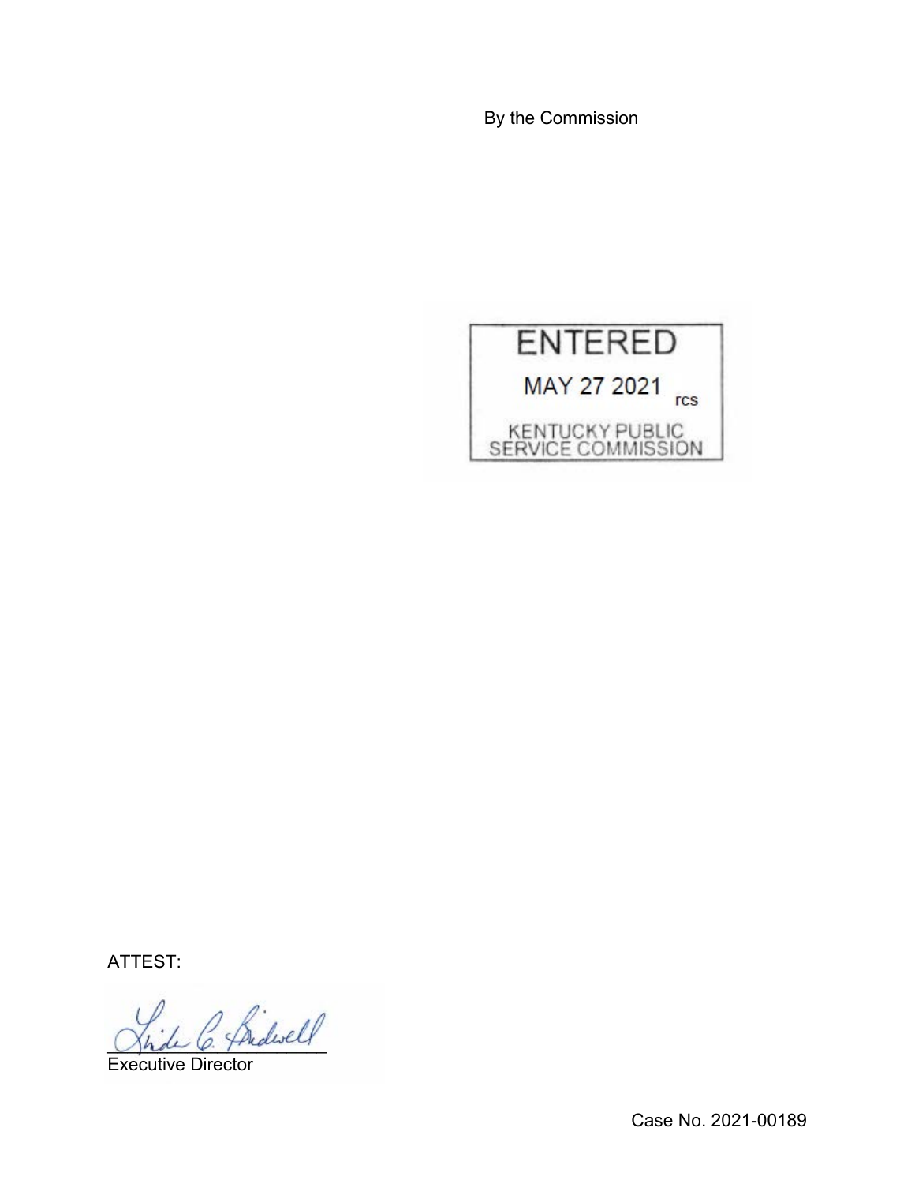By the Commission

ENTERED

MAY 27 2021 rcs

KENTUCKY PUBLIC SERVICE COMMISSION

ATTEST:

Executive Director

Case No. 2021-00189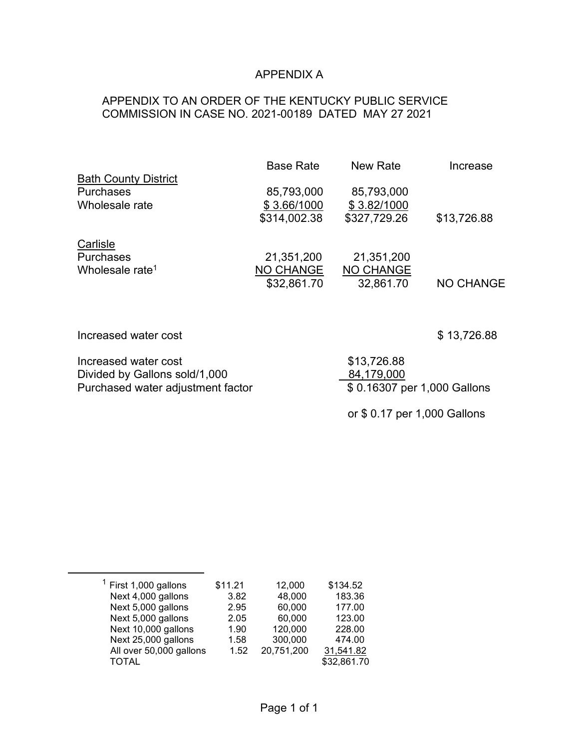# APPENDIX A

APPENDIX TO AN ORDER OF THE KENTUCKY PUBLIC SERVICE COMMISSION IN CASE NO. 2021-00189 DATED MAY 27 2021

| | Base Rate | New Rate | Increase |
|---|---|---|---|
| Bath County District | | | |
| Purchases | 85,793,000 | 85,793,000 | |
| Wholesale rate | $ 3.66/1000 | $ 3.82/1000 | |
| | $314,002.38 | $327,729.26 | $13,726.88 |
| Carlisle | | | |
| Purchases | 21,351,200 | 21,351,200 | |
| Wholesale rate[1] | NO CHANGE | NO CHANGE | |
| | $32,861.70 | 32,861.70 | NO CHANGE |

| | | |
|---|---|---|
| Increased water cost | | $ 13,726.88 |
| Increased water cost | $13,726.88 | |
| Divided by Gallons sold/1,000 | 84,179,000 | |
| Purchased water adjustment factor | $ 0.16307 per 1,000 Gallons | |
| | or $ 0.17 per 1,000 Gallons | |

---

[1]

| | | | |
|---|---|---|---|
| First 1,000 gallons | $11.21 | 12,000 | $134.52 |
| Next 4,000 gallons | 3.82 | 48,000 | 183.36 |
| Next 5,000 gallons | 2.95 | 60,000 | 177.00 |
| Next 5,000 gallons | 2.05 | 60,000 | 123.00 |
| Next 10,000 gallons | 1.90 | 120,000 | 228.00 |
| Next 25,000 gallons | 1.58 | 300,000 | 474.00 |
| All over 50,000 gallons | 1.52 | 20,751,200 | 31,541.82 |
| TOTAL | | | $32,861.70 |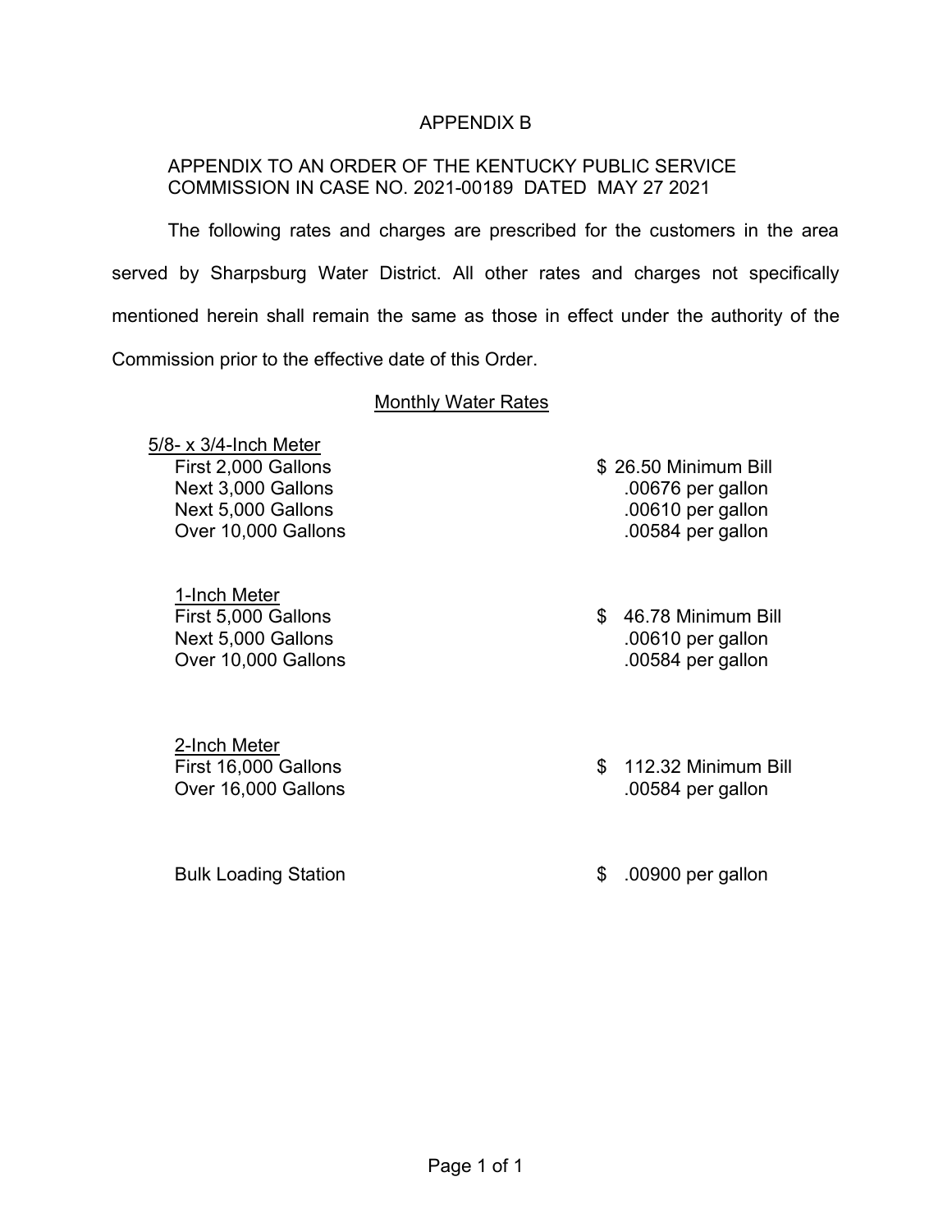# APPENDIX B

APPENDIX TO AN ORDER OF THE KENTUCKY PUBLIC SERVICE COMMISSION IN CASE NO. 2021-00189 DATED MAY 27 2021

The following rates and charges are prescribed for the customers in the area served by Sharpsburg Water District. All other rates and charges not specifically mentioned herein shall remain the same as those in effect under the authority of the Commission prior to the effective date of this Order.

## Monthly Water Rates

| 5/8- x 3/4-Inch Meter | |
|---|---|
| First 2,000 Gallons | $ 26.50 Minimum Bill |
| Next 3,000 Gallons | .00676 per gallon |
| Next 5,000 Gallons | .00610 per gallon |
| Over 10,000 Gallons | .00584 per gallon |

| 1-Inch Meter | |
|---|---|
| First 5,000 Gallons | $ 46.78 Minimum Bill |
| Next 5,000 Gallons | .00610 per gallon |
| Over 10,000 Gallons | .00584 per gallon |

| 2-Inch Meter | |
|---|---|
| First 16,000 Gallons | $ 112.32 Minimum Bill |
| Over 16,000 Gallons | .00584 per gallon |

| Bulk Loading Station | $ .00900 per gallon |
|---|---|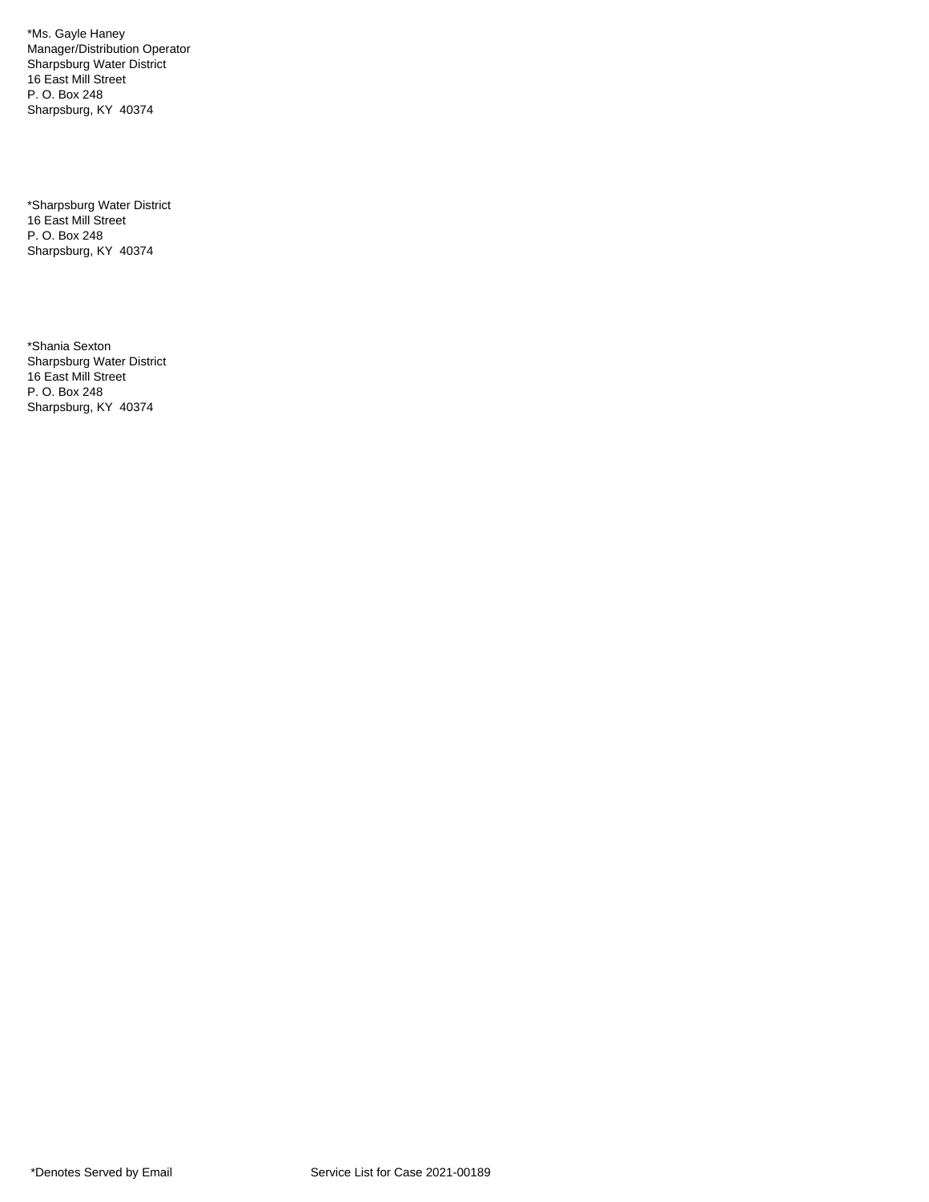*Ms. Gayle Haney
Manager/Distribution Operator
Sharpsburg Water District
16 East Mill Street
P. O. Box 248
Sharpsburg, KY 40374

*Sharpsburg Water District
16 East Mill Street
P. O. Box 248
Sharpsburg, KY 40374

*Shania Sexton
Sharpsburg Water District
16 East Mill Street
P. O. Box 248
Sharpsburg, KY 40374